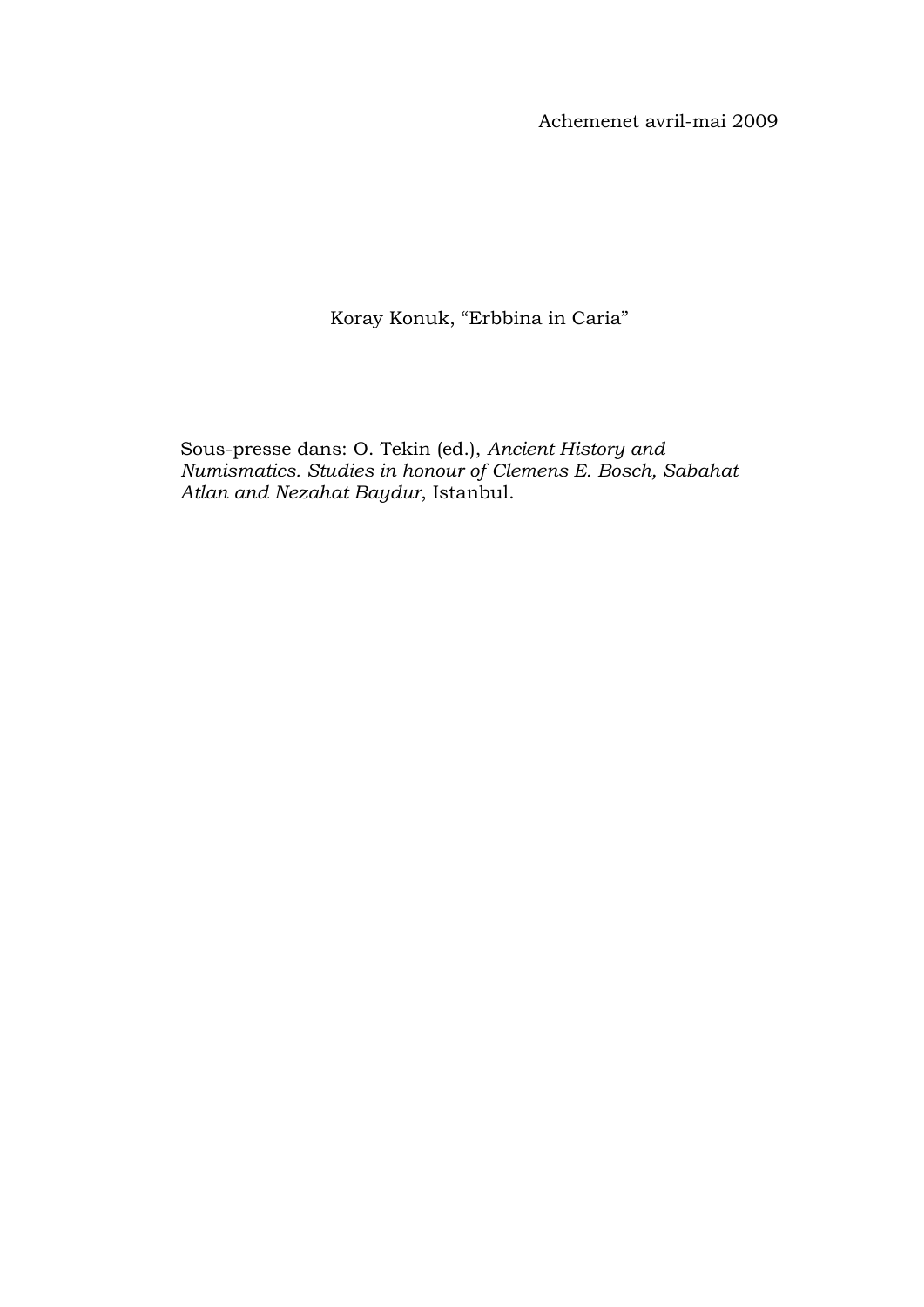Achemenet avril-mai 2009

Koray Konuk, “Erbbina in Caria”

Sous-presse dans: O. Tekin (ed.), *Ancient History and Numismatics. Studies in honour of Clemens E. Bosch, Sabahat Atlan and Nezahat Baydur*, Istanbul.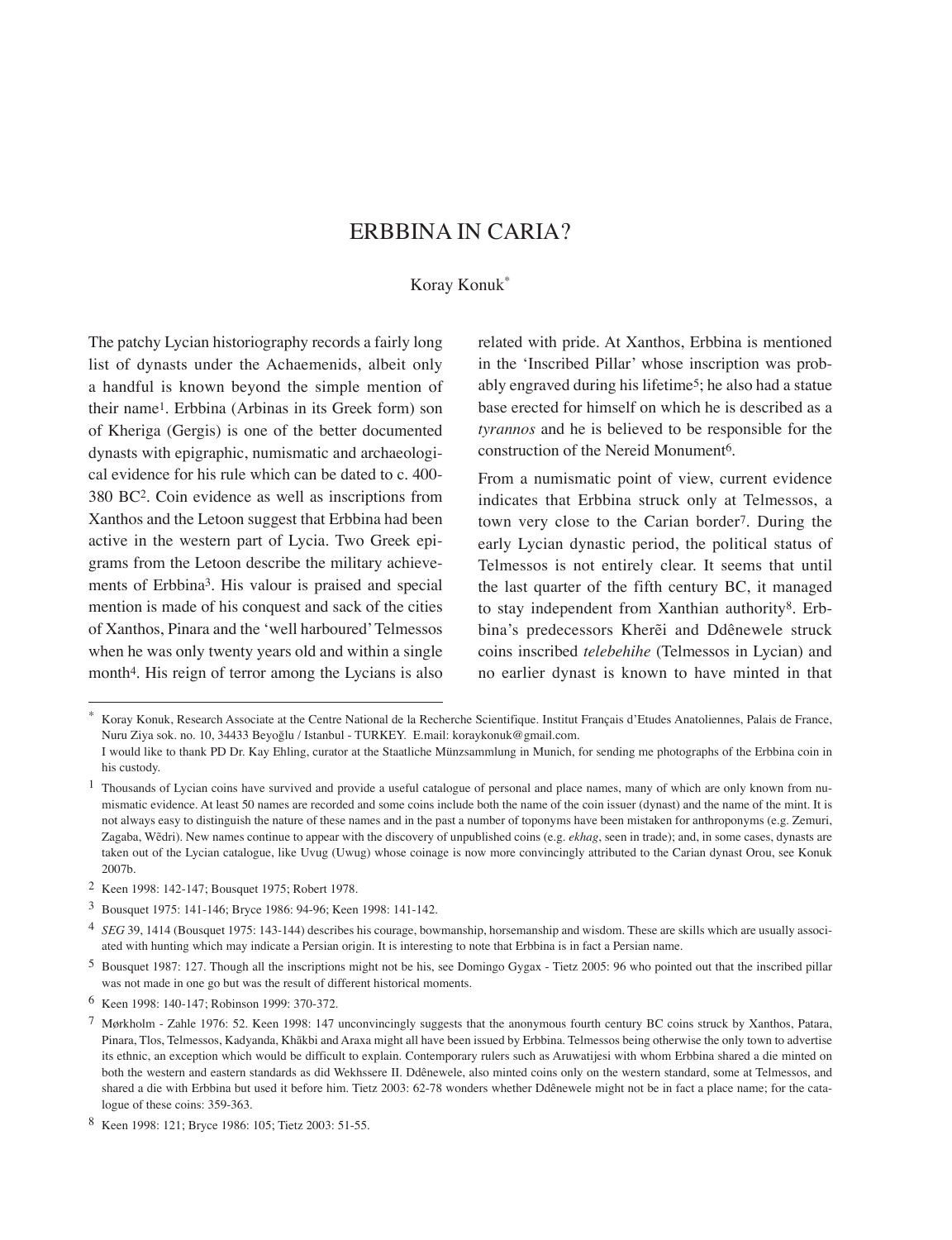# ERBBINA IN CARIA?

Koray Konuk*

The patchy Lycian historiography records a fairly long list of dynasts under the Achaemenids, albeit only a handful is known beyond the simple mention of their name[1]. Erbbina (Arbinas in its Greek form) son of Kheriga (Gergis) is one of the better documented dynasts with epigraphic, numismatic and archaeological evidence for his rule which can be dated to c. 400-380 BC[2]. Coin evidence as well as inscriptions from Xanthos and the Letoon suggest that Erbbina had been active in the western part of Lycia. Two Greek epigrams from the Letoon describe the military achievements of Erbbina[3]. His valour is praised and special mention is made of his conquest and sack of the cities of Xanthos, Pinara and the 'well harboured' Telmessos when he was only twenty years old and within a single month[4]. His reign of terror among the Lycians is also related with pride. At Xanthos, Erbbina is mentioned in the 'Inscribed Pillar' whose inscription was probably engraved during his lifetime[5]; he also had a statue base erected for himself on which he is described as a *tyrannos* and he is believed to be responsible for the construction of the Nereid Monument[6].

From a numismatic point of view, current evidence indicates that Erbbina struck only at Telmessos, a town very close to the Carian border[7]. During the early Lycian dynastic period, the political status of Telmessos is not entirely clear. It seems that until the last quarter of the fifth century BC, it managed to stay independent from Xanthian authority[8]. Erbbina's predecessors Kherẽi and Ddênewele struck coins inscribed *telebehihe* (Telmessos in Lycian) and no earlier dynast is known to have minted in that

---

\* Koray Konuk, Research Associate at the Centre National de la Recherche Scientifique. Institut Français d'Etudes Anatoliennes, Palais de France, Nuru Ziya sok. no. 10, 34433 Beyoğlu / Istanbul - TURKEY. E.mail: koraykonuk@gmail.com.
I would like to thank PD Dr. Kay Ehling, curator at the Staatliche Münzsammlung in Munich, for sending me photographs of the Erbbina coin in his custody.

[1] Thousands of Lycian coins have survived and provide a useful catalogue of personal and place names, many of which are only known from numismatic evidence. At least 50 names are recorded and some coins include both the name of the coin issuer (dynast) and the name of the mint. It is not always easy to distinguish the nature of these names and in the past a number of toponyms have been mistaken for anthroponyms (e.g. Zemuri, Zagaba, Wẽdri). New names continue to appear with the discovery of unpublished coins (e.g. *ekhag*, seen in trade); and, in some cases, dynasts are taken out of the Lycian catalogue, like Uvug (Uwug) whose coinage is now more convincingly attributed to the Carian dynast Orou, see Konuk 2007b.

[2] Keen 1998: 142-147; Bousquet 1975; Robert 1978.

[3] Bousquet 1975: 141-146; Bryce 1986: 94-96; Keen 1998: 141-142.

[4] *SEG* 39, 1414 (Bousquet 1975: 143-144) describes his courage, bowmanship, horsemanship and wisdom. These are skills which are usually associated with hunting which may indicate a Persian origin. It is interesting to note that Erbbina is in fact a Persian name.

[5] Bousquet 1987: 127. Though all the inscriptions might not be his, see Domingo Gygax - Tietz 2005: 96 who pointed out that the inscribed pillar was not made in one go but was the result of different historical moments.

[6] Keen 1998: 140-147; Robinson 1999: 370-372.

[7] Mørkholm - Zahle 1976: 52. Keen 1998: 147 unconvincingly suggests that the anonymous fourth century BC coins struck by Xanthos, Patara, Pinara, Tlos, Telmessos, Kadyanda, Khãkbi and Araxa might all have been issued by Erbbina. Telmessos being otherwise the only town to advertise its ethnic, an exception which would be difficult to explain. Contemporary rulers such as Aruwatijesi with whom Erbbina shared a die minted on both the western and eastern standards as did Wekhssere II. Ddênewele, also minted coins only on the western standard, some at Telmessos, and shared a die with Erbbina but used it before him. Tietz 2003: 62-78 wonders whether Ddênewele might not be in fact a place name; for the catalogue of these coins: 359-363.

[8] Keen 1998: 121; Bryce 1986: 105; Tietz 2003: 51-55.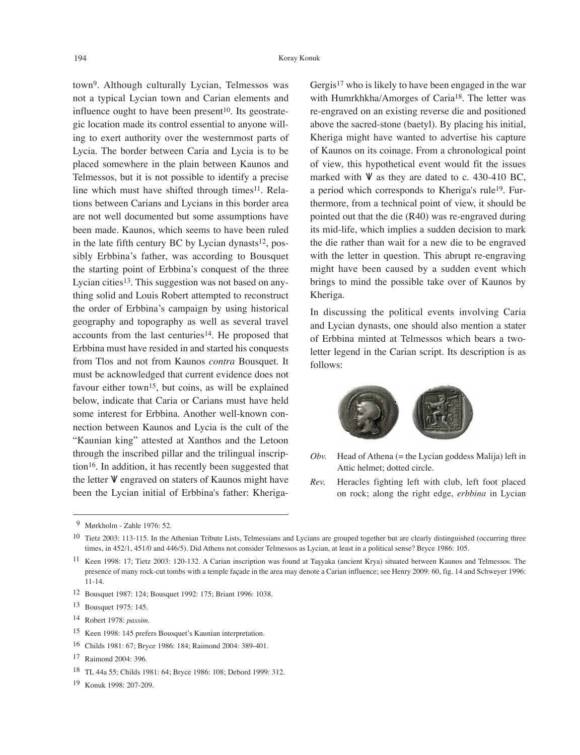town[9]. Although culturally Lycian, Telmessos was not a typical Lycian town and Carian elements and influence ought to have been present[10]. Its geostrategic location made its control essential to anyone willing to exert authority over the westernmost parts of Lycia. The border between Caria and Lycia is to be placed somewhere in the plain between Kaunos and Telmessos, but it is not possible to identify a precise line which must have shifted through times[11]. Relations between Carians and Lycians in this border area are not well documented but some assumptions have been made. Kaunos, which seems to have been ruled in the late fifth century BC by Lycian dynasts[12], possibly Erbbina's father, was according to Bousquet the starting point of Erbbina's conquest of the three Lycian cities[13]. This suggestion was not based on anything solid and Louis Robert attempted to reconstruct the order of Erbbina's campaign by using historical geography and topography as well as several travel accounts from the last centuries[14]. He proposed that Erbbina must have resided in and started his conquests from Tlos and not from Kaunos *contra* Bousquet. It must be acknowledged that current evidence does not favour either town[15], but coins, as will be explained below, indicate that Caria or Carians must have held some interest for Erbbina. Another well-known connection between Kaunos and Lycia is the cult of the "Kaunian king" attested at Xanthos and the Letoon through the inscribed pillar and the trilingual inscription[16]. In addition, it has recently been suggested that the letter ᗐ engraved on staters of Kaunos might have been the Lycian initial of Erbbina's father: Kheriga-Gergis[17] who is likely to have been engaged in the war with Humrkhkha/Amorges of Caria[18]. The letter was re-engraved on an existing reverse die and positioned above the sacred-stone (baetyl). By placing his initial, Kheriga might have wanted to advertise his capture of Kaunos on its coinage. From a chronological point of view, this hypothetical event would fit the issues marked with ᗐ as they are dated to c. 430-410 BC, a period which corresponds to Kheriga's rule[19]. Furthermore, from a technical point of view, it should be pointed out that the die (R40) was re-engraved during its mid-life, which implies a sudden decision to mark the die rather than wait for a new die to be engraved with the letter in question. This abrupt re-engraving might have been caused by a sudden event which brings to mind the possible take over of Kaunos by Kheriga.

In discussing the political events involving Caria and Lycian dynasts, one should also mention a stater of Erbbina minted at Telmessos which bears a two-letter legend in the Carian script. Its description is as follows:

*Obv.* Head of Athena (= the Lycian goddess Malija) left in Attic helmet; dotted circle.

*Rev.* Heracles fighting left with club, left foot placed on rock; along the right edge, *erbbina* in Lycian

---

9 Mørkholm - Zahle 1976: 52.

10 Tietz 2003: 113-115. In the Athenian Tribute Lists, Telmessians and Lycians are grouped together but are clearly distinguished (occurring three times, in 452/1, 451/0 and 446/5). Did Athens not consider Telmessos as Lycian, at least in a political sense? Bryce 1986: 105.

11 Keen 1998: 17; Tietz 2003: 120-132. A Carian inscription was found at Taşyaka (ancient Krya) situated between Kaunos and Telmessos. The presence of many rock-cut tombs with a temple façade in the area may denote a Carian influence; see Henry 2009: 60, fig. 14 and Schweyer 1996: 11-14.

12 Bousquet 1987: 124; Bousquet 1992: 175; Briant 1996: 1038.

13 Bousquet 1975: 145.

14 Robert 1978: *passim*.

15 Keen 1998: 145 prefers Bousquet's Kaunian interpretation.

16 Childs 1981: 67; Bryce 1986: 184; Raimond 2004: 389-401.

17 Raimond 2004: 396.

18 TL 44a 55; Childs 1981: 64; Bryce 1986: 108; Debord 1999: 312.

19 Konuk 1998: 207-209.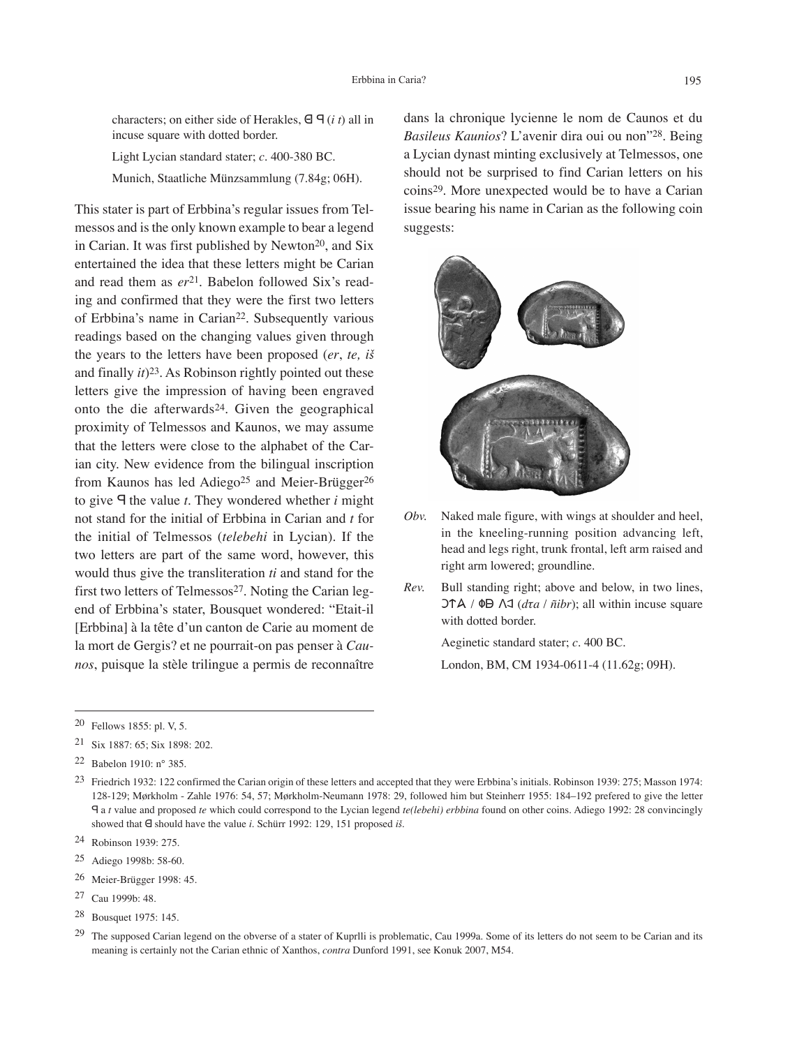characters; on either side of Herakles, ꓱ ᑫ (*i t*) all in incuse square with dotted border.

Light Lycian standard stater; *c*. 400-380 BC.

Munich, Staatliche Münzsammlung (7.84g; 06H).

This stater is part of Erbbina's regular issues from Telmessos and is the only known example to bear a legend in Carian. It was first published by Newton[20], and Six entertained the idea that these letters might be Carian and read them as *er*[21]. Babelon followed Six's reading and confirmed that they were the first two letters of Erbbina's name in Carian[22]. Subsequently various readings based on the changing values given through the years to the letters have been proposed (*er*, *te, iš* and finally *it*)[23]. As Robinson rightly pointed out these letters give the impression of having been engraved onto the die afterwards[24]. Given the geographical proximity of Telmessos and Kaunos, we may assume that the letters were close to the alphabet of the Carian city. New evidence from the bilingual inscription from Kaunos has led Adiego[25] and Meier-Brügger[26] to give ᑫ the value *t*. They wondered whether *i* might not stand for the initial of Erbbina in Carian and *t* for the initial of Telmessos (*telebehi* in Lycian). If the two letters are part of the same word, however, this would thus give the transliteration *ti* and stand for the first two letters of Telmessos[27]. Noting the Carian legend of Erbbina's stater, Bousquet wondered: "Etait-il [Erbbina] à la tête d'un canton de Carie au moment de la mort de Gergis? et ne pourrait-on pas penser à *Caunos*, puisque la stèle trilingue a permis de reconnaître dans la chronique lycienne le nom de Caunos et du *Basileus Kaunios*? L'avenir dira oui ou non"[28]. Being a Lycian dynast minting exclusively at Telmessos, one should not be surprised to find Carian letters on his coins[29]. More unexpected would be to have a Carian issue bearing his name in Carian as the following coin suggests:

*Obv.* Naked male figure, with wings at shoulder and heel, in the kneeling-running position advancing left, head and legs right, trunk frontal, left arm raised and right arm lowered; groundline.

*Rev.* Bull standing right; above and below, in two lines, Ɔ↑Ａ / ΦΘ ΛƐ (*dτa* / *ñibr*); all within incuse square with dotted border.

Aeginetic standard stater; *c*. 400 BC.

London, BM, CM 1934-0611-4 (11.62g; 09H).

---

20 Fellows 1855: pl. V, 5.

21 Six 1887: 65; Six 1898: 202.

22 Babelon 1910: n° 385.

23 Friedrich 1932: 122 confirmed the Carian origin of these letters and accepted that they were Erbbina's initials. Robinson 1939: 275; Masson 1974: 128-129; Mørkholm - Zahle 1976: 54, 57; Mørkholm-Neumann 1978: 29, followed him but Steinherr 1955: 184–192 prefered to give the letter ᑫ a *t* value and proposed *te* which could correspond to the Lycian legend *te(lebehi) erbbina* found on other coins. Adiego 1992: 28 convincingly showed that ꓱ should have the value *i*. Schürr 1992: 129, 151 proposed *iš*.

24 Robinson 1939: 275.

25 Adiego 1998b: 58-60.

26 Meier-Brügger 1998: 45.

27 Cau 1999b: 48.

28 Bousquet 1975: 145.

29 The supposed Carian legend on the obverse of a stater of Kuprlli is problematic, Cau 1999a. Some of its letters do not seem to be Carian and its meaning is certainly not the Carian ethnic of Xanthos, *contra* Dunford 1991, see Konuk 2007, M54.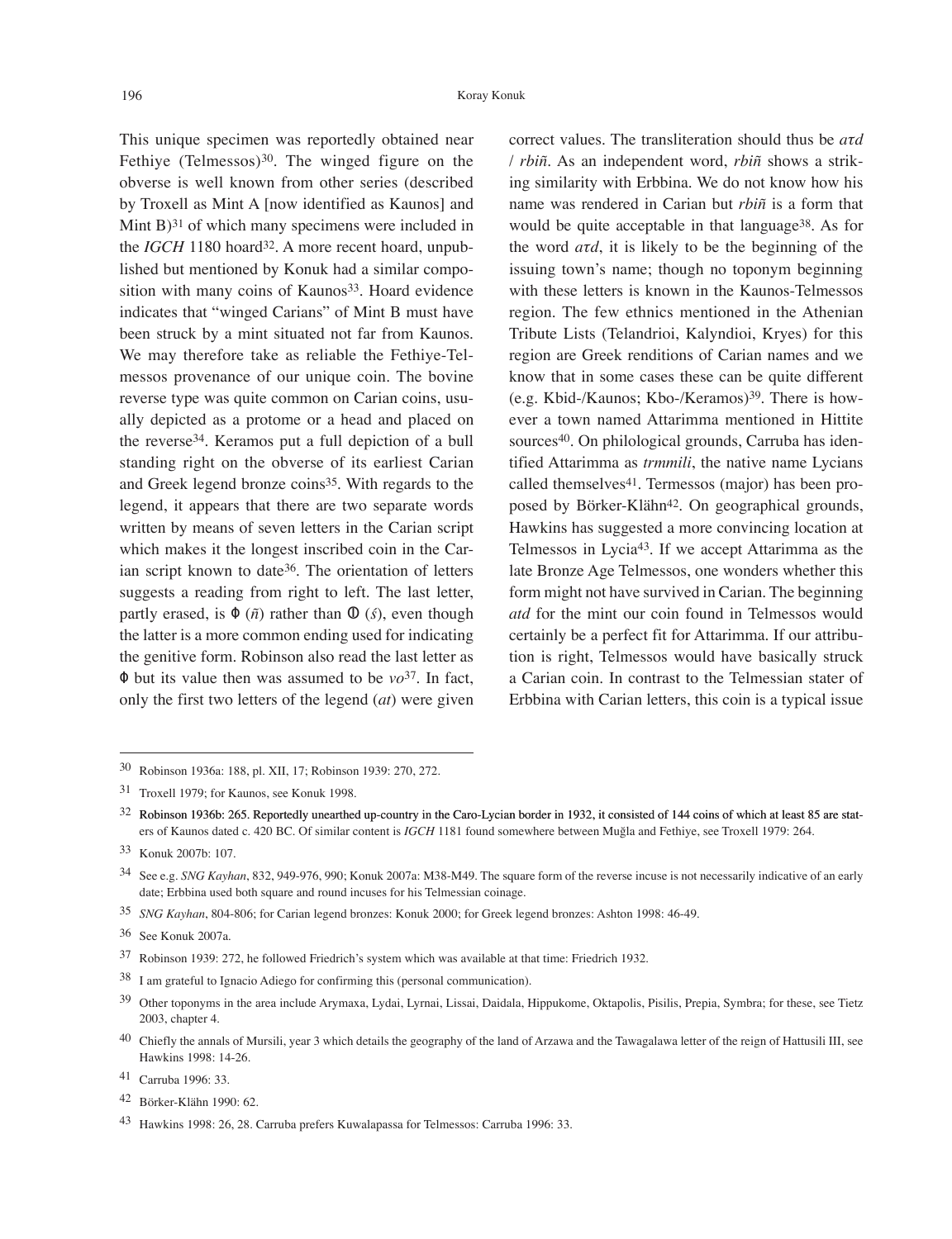This unique specimen was reportedly obtained near Fethiye (Telmessos)[30]. The winged figure on the obverse is well known from other series (described by Troxell as Mint A [now identified as Kaunos] and Mint B)[31] of which many specimens were included in the *IGCH* 1180 hoard[32]. A more recent hoard, unpublished but mentioned by Konuk had a similar composition with many coins of Kaunos[33]. Hoard evidence indicates that "winged Carians" of Mint B must have been struck by a mint situated not far from Kaunos. We may therefore take as reliable the Fethiye-Telmessos provenance of our unique coin. The bovine reverse type was quite common on Carian coins, usually depicted as a protome or a head and placed on the reverse[34]. Keramos put a full depiction of a bull standing right on the obverse of its earliest Carian and Greek legend bronze coins[35]. With regards to the legend, it appears that there are two separate words written by means of seven letters in the Carian script which makes it the longest inscribed coin in the Carian script known to date[36]. The orientation of letters suggests a reading from right to left. The last letter, partly erased, is Φ (*ñ*) rather than Ф (*ś*), even though the latter is a more common ending used for indicating the genitive form. Robinson also read the last letter as Φ but its value then was assumed to be *vo*[37]. In fact, only the first two letters of the legend (*at*) were given correct values. The transliteration should thus be *aτd* / *rbiñ*. As an independent word, *rbiñ* shows a striking similarity with Erbbina. We do not know how his name was rendered in Carian but *rbiñ* is a form that would be quite acceptable in that language[38]. As for the word *aτd*, it is likely to be the beginning of the issuing town's name; though no toponym beginning with these letters is known in the Kaunos-Telmessos region. The few ethnics mentioned in the Athenian Tribute Lists (Telandrioi, Kalyndioi, Kryes) for this region are Greek renditions of Carian names and we know that in some cases these can be quite different (e.g. Kbid-/Kaunos; Kbo-/Keramos)[39]. There is however a town named Attarimma mentioned in Hittite sources[40]. On philological grounds, Carruba has identified Attarimma as *trmmili*, the native name Lycians called themselves[41]. Termessos (major) has been proposed by Börker-Klähn[42]. On geographical grounds, Hawkins has suggested a more convincing location at Telmessos in Lycia[43]. If we accept Attarimma as the late Bronze Age Telmessos, one wonders whether this form might not have survived in Carian. The beginning *atd* for the mint our coin found in Telmessos would certainly be a perfect fit for Attarimma. If our attribution is right, Telmessos would have basically struck a Carian coin. In contrast to the Telmessian stater of Erbbina with Carian letters, this coin is a typical issue

---

[30] Robinson 1936a: 188, pl. XII, 17; Robinson 1939: 270, 272.

[31] Troxell 1979; for Kaunos, see Konuk 1998.

[32] Robinson 1936b: 265. Reportedly unearthed up-country in the Caro-Lycian border in 1932, it consisted of 144 coins of which at least 85 are staters of Kaunos dated c. 420 BC. Of similar content is *IGCH* 1181 found somewhere between Muğla and Fethiye, see Troxell 1979: 264.

[33] Konuk 2007b: 107.

[34] See e.g. *SNG Kayhan*, 832, 949-976, 990; Konuk 2007a: M38-M49. The square form of the reverse incuse is not necessarily indicative of an early date; Erbbina used both square and round incuses for his Telmessian coinage.

[35] *SNG Kayhan*, 804-806; for Carian legend bronzes: Konuk 2000; for Greek legend bronzes: Ashton 1998: 46-49.

[36] See Konuk 2007a.

[37] Robinson 1939: 272, he followed Friedrich's system which was available at that time: Friedrich 1932.

[38] I am grateful to Ignacio Adiego for confirming this (personal communication).

[39] Other toponyms in the area include Arymaxa, Lydai, Lyrnai, Lissai, Daidala, Hippukome, Oktapolis, Pisilis, Prepia, Symbra; for these, see Tietz 2003, chapter 4.

[40] Chiefly the annals of Mursili, year 3 which details the geography of the land of Arzawa and the Tawagalawa letter of the reign of Hattusili III, see Hawkins 1998: 14-26.

[41] Carruba 1996: 33.

[42] Börker-Klähn 1990: 62.

[43] Hawkins 1998: 26, 28. Carruba prefers Kuwalapassa for Telmessos: Carruba 1996: 33.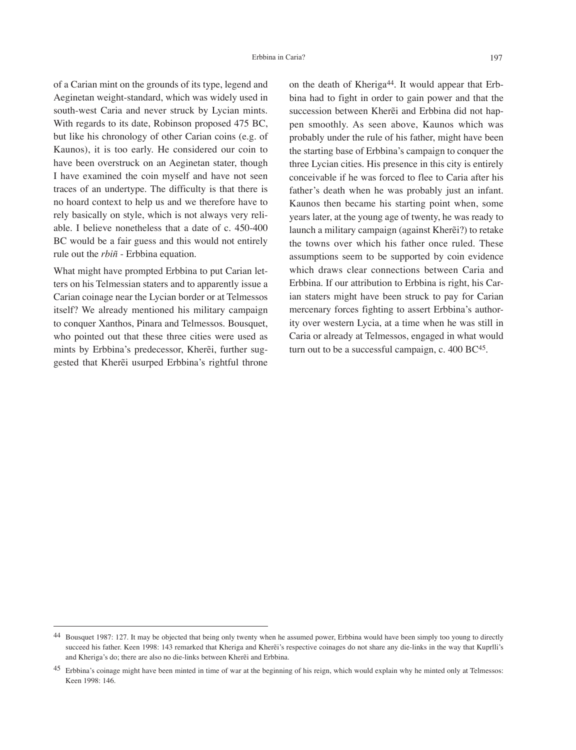of a Carian mint on the grounds of its type, legend and Aeginetan weight-standard, which was widely used in south-west Caria and never struck by Lycian mints. With regards to its date, Robinson proposed 475 BC, but like his chronology of other Carian coins (e.g. of Kaunos), it is too early. He considered our coin to have been overstruck on an Aeginetan stater, though I have examined the coin myself and have not seen traces of an undertype. The difficulty is that there is no hoard context to help us and we therefore have to rely basically on style, which is not always very reliable. I believe nonetheless that a date of c. 450-400 BC would be a fair guess and this would not entirely rule out the *rbiñ* - Erbbina equation.

What might have prompted Erbbina to put Carian letters on his Telmessian staters and to apparently issue a Carian coinage near the Lycian border or at Telmessos itself? We already mentioned his military campaign to conquer Xanthos, Pinara and Telmessos. Bousquet, who pointed out that these three cities were used as mints by Erbbina's predecessor, Kherẽi, further suggested that Kherẽi usurped Erbbina's rightful throne on the death of Kheriga[44]. It would appear that Erbbina had to fight in order to gain power and that the succession between Kherẽi and Erbbina did not happen smoothly. As seen above, Kaunos which was probably under the rule of his father, might have been the starting base of Erbbina's campaign to conquer the three Lycian cities. His presence in this city is entirely conceivable if he was forced to flee to Caria after his father's death when he was probably just an infant. Kaunos then became his starting point when, some years later, at the young age of twenty, he was ready to launch a military campaign (against Kherẽi?) to retake the towns over which his father once ruled. These assumptions seem to be supported by coin evidence which draws clear connections between Caria and Erbbina. If our attribution to Erbbina is right, his Carian staters might have been struck to pay for Carian mercenary forces fighting to assert Erbbina's authority over western Lycia, at a time when he was still in Caria or already at Telmessos, engaged in what would turn out to be a successful campaign, c. 400 BC[45].

---

[44] Bousquet 1987: 127. It may be objected that being only twenty when he assumed power, Erbbina would have been simply too young to directly succeed his father. Keen 1998: 143 remarked that Kheriga and Kherẽi's respective coinages do not share any die-links in the way that Kuprlli's and Kheriga's do; there are also no die-links between Kherẽi and Erbbina.

[45] Erbbina's coinage might have been minted in time of war at the beginning of his reign, which would explain why he minted only at Telmessos: Keen 1998: 146.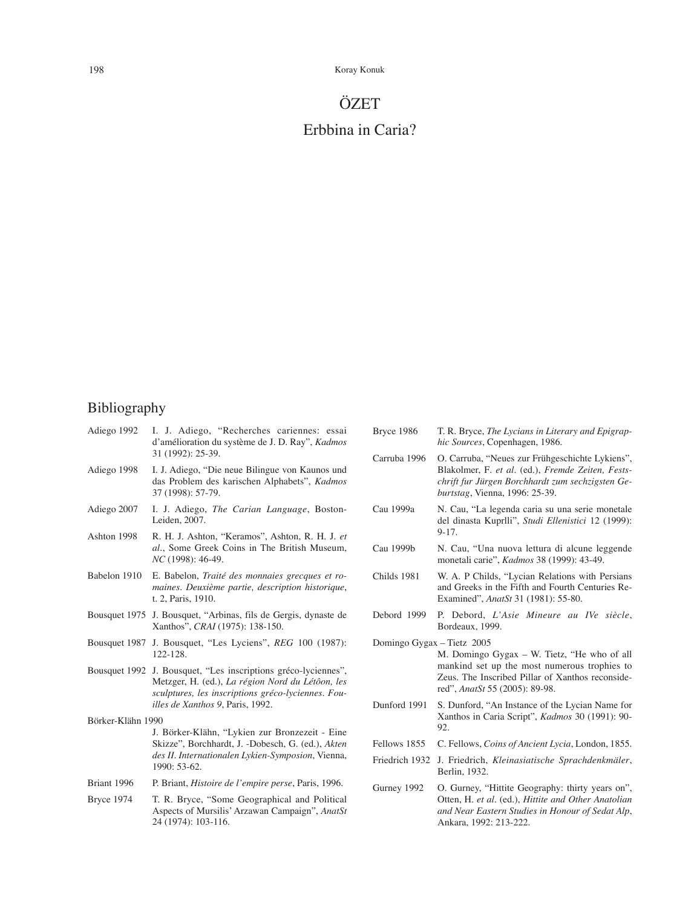# ÖZET

## Erbbina in Caria?

## Bibliography

Adiego 1992 — I. J. Adiego, “Recherches cariennes: essai d’amélioration du système de J. D. Ray”, *Kadmos* 31 (1992): 25-39.

Adiego 1998 — I. J. Adiego, “Die neue Bilingue von Kaunos und das Problem des karischen Alphabets”, *Kadmos* 37 (1998): 57-79.

Adiego 2007 — I. J. Adiego, *The Carian Language*, Boston-Leiden, 2007.

Ashton 1998 — R. H. J. Ashton, “Keramos”, Ashton, R. H. J. *et al.*, Some Greek Coins in The British Museum, *NC* (1998): 46-49.

Babelon 1910 — E. Babelon, *Traité des monnaies grecques et romaines. Deuxième partie, description historique*, t. 2, Paris, 1910.

Bousquet 1975 — J. Bousquet, “Arbinas, fils de Gergis, dynaste de Xanthos”, *CRAI* (1975): 138-150.

Bousquet 1987 — J. Bousquet, “Les Lyciens”, *REG* 100 (1987): 122-128.

Bousquet 1992 — J. Bousquet, “Les inscriptions gréco-lyciennes”, Metzger, H. (ed.), *La région Nord du Létôon, les sculptures, les inscriptions gréco-lyciennes. Fouilles de Xanthos 9*, Paris, 1992.

Börker-Klähn 1990 — J. Börker-Klähn, “Lykien zur Bronzezeit - Eine Skizze”, Borchhardt, J. -Dobesch, G. (ed.), *Akten des II. Internationalen Lykien-Symposion*, Vienna, 1990: 53-62.

Briant 1996 — P. Briant, *Histoire de l’empire perse*, Paris, 1996.

Bryce 1974 — T. R. Bryce, “Some Geographical and Political Aspects of Mursilis’ Arzawan Campaign”, *AnatSt* 24 (1974): 103-116.

Bryce 1986 — T. R. Bryce, *The Lycians in Literary and Epigraphic Sources*, Copenhagen, 1986.

Carruba 1996 — O. Carruba, “Neues zur Frühgeschichte Lykiens”, Blakolmer, F. *et al*. (ed.), *Fremde Zeiten, Festschrift fur Jürgen Borchhardt zum sechzigsten Geburtstag*, Vienna, 1996: 25-39.

Cau 1999a — N. Cau, “La legenda caria su una serie monetale del dinasta Kuprlli”, *Studi Ellenistici* 12 (1999): 9-17.

Cau 1999b — N. Cau, “Una nuova lettura di alcune leggende monetali carie”, *Kadmos* 38 (1999): 43-49.

Childs 1981 — W. A. P Childs, “Lycian Relations with Persians and Greeks in the Fifth and Fourth Centuries Re-Examined”, *AnatSt* 31 (1981): 55-80.

Debord 1999 — P. Debord, *L’Asie Mineure au IVe siècle*, Bordeaux, 1999.

Domingo Gygax – Tietz 2005 — M. Domingo Gygax – W. Tietz, “He who of all mankind set up the most numerous trophies to Zeus. The Inscribed Pillar of Xanthos reconsidered”, *AnatSt* 55 (2005): 89-98.

Dunford 1991 — S. Dunford, “An Instance of the Lycian Name for Xanthos in Caria Script”, *Kadmos* 30 (1991): 90-92.

Fellows 1855 — C. Fellows, *Coins of Ancient Lycia*, London, 1855.

Friedrich 1932 — J. Friedrich, *Kleinasiatische Sprachdenkmäler*, Berlin, 1932.

Gurney 1992 — O. Gurney, “Hittite Geography: thirty years on”, Otten, H. *et al*. (ed.), *Hittite and Other Anatolian and Near Eastern Studies in Honour of Sedat Alp*, Ankara, 1992: 213-222.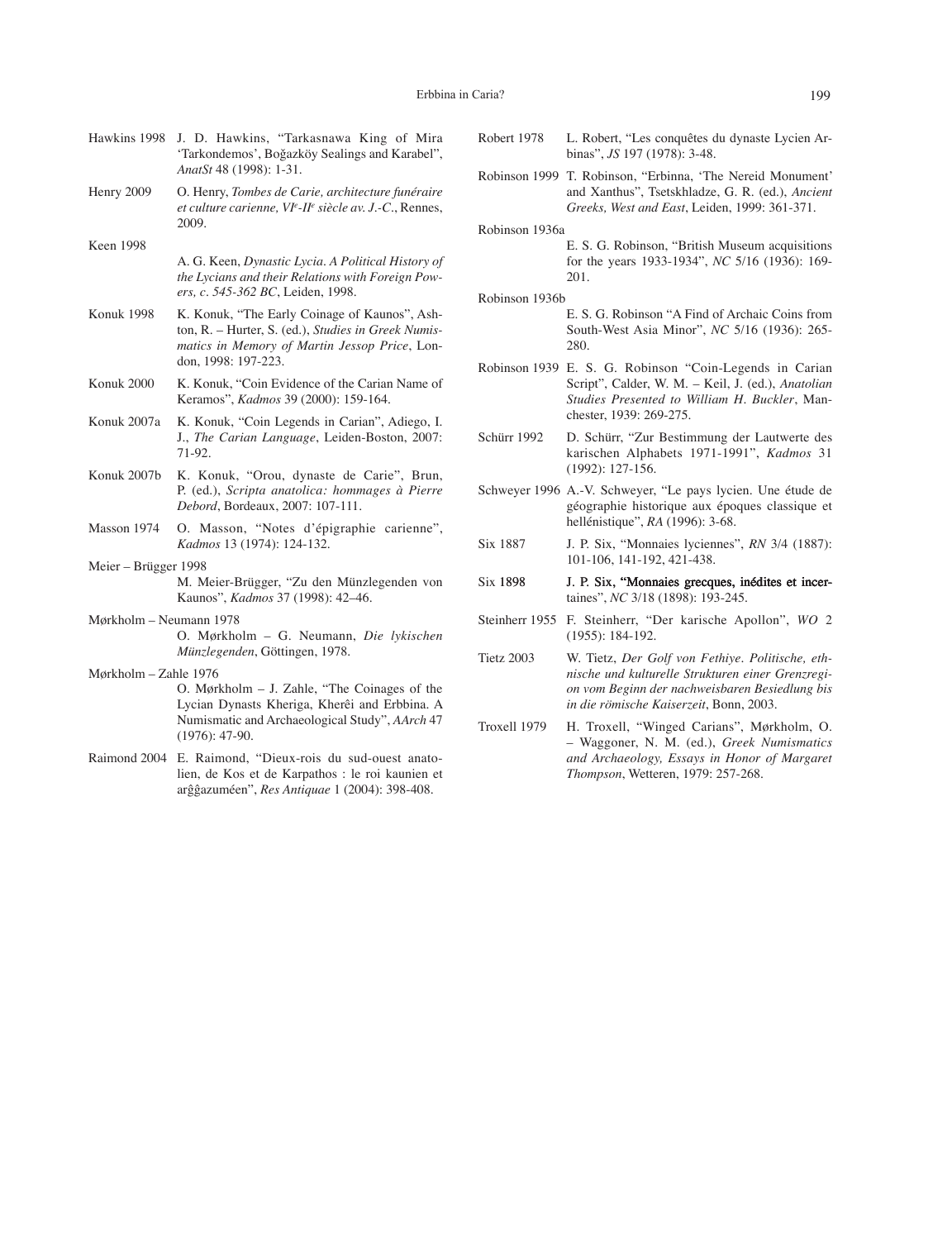Hawkins 1998 J. D. Hawkins, "Tarkasnawa King of Mira 'Tarkondemos', Boğazköy Sealings and Karabel", *AnatSt* 48 (1998): 1-31.

Henry 2009 O. Henry, *Tombes de Carie, architecture funéraire et culture carienne, VI<sup>e</sup>-II<sup>e</sup> siècle av. J.-C.*, Rennes, 2009.

Keen 1998 A. G. Keen, *Dynastic Lycia. A Political History of the Lycians and their Relations with Foreign Powers, c. 545-362 BC*, Leiden, 1998.

Konuk 1998 K. Konuk, "The Early Coinage of Kaunos", Ashton, R. – Hurter, S. (ed.), *Studies in Greek Numismatics in Memory of Martin Jessop Price*, London, 1998: 197-223.

Konuk 2000 K. Konuk, "Coin Evidence of the Carian Name of Keramos", *Kadmos* 39 (2000): 159-164.

Konuk 2007a K. Konuk, "Coin Legends in Carian", Adiego, I. J., *The Carian Language*, Leiden-Boston, 2007: 71-92.

Konuk 2007b K. Konuk, "Orou, dynaste de Carie", Brun, P. (ed.), *Scripta anatolica: hommages à Pierre Debord*, Bordeaux, 2007: 107-111.

Masson 1974 O. Masson, "Notes d'épigraphie carienne", *Kadmos* 13 (1974): 124-132.

Meier – Brügger 1998 M. Meier-Brügger, "Zu den Münzlegenden von Kaunos", *Kadmos* 37 (1998): 42–46.

Mørkholm – Neumann 1978 O. Mørkholm – G. Neumann, *Die lykischen Münzlegenden*, Göttingen, 1978.

Mørkholm – Zahle 1976 O. Mørkholm – J. Zahle, "The Coinages of the Lycian Dynasts Kheriga, Kherêi and Erbbina. A Numismatic and Archaeological Study", *AArch* 47 (1976): 47-90.

Raimond 2004 E. Raimond, "Dieux-rois du sud-ouest anatolien, de Kos et de Karpathos : le roi kaunien et arĝĝazuméen", *Res Antiquae* 1 (2004): 398-408.

Robert 1978 L. Robert, "Les conquêtes du dynaste Lycien Arbinas", *JS* 197 (1978): 3-48.

Robinson 1999 T. Robinson, "Erbinna, 'The Nereid Monument' and Xanthus", Tsetskhladze, G. R. (ed.), *Ancient Greeks, West and East*, Leiden, 1999: 361-371.

Robinson 1936a E. S. G. Robinson, "British Museum acquisitions for the years 1933-1934", *NC* 5/16 (1936): 169-201.

Robinson 1936b E. S. G. Robinson "A Find of Archaic Coins from South-West Asia Minor", *NC* 5/16 (1936): 265-280.

Robinson 1939 E. S. G. Robinson "Coin-Legends in Carian Script", Calder, W. M. – Keil, J. (ed.), *Anatolian Studies Presented to William H. Buckler*, Manchester, 1939: 269-275.

Schürr 1992 D. Schürr, "Zur Bestimmung der Lautwerte des karischen Alphabets 1971-1991", *Kadmos* 31 (1992): 127-156.

Schweyer 1996 A.-V. Schweyer, "Le pays lycien. Une étude de géographie historique aux époques classique et hellénistique", *RA* (1996): 3-68.

Six 1887 J. P. Six, "Monnaies lyciennes", *RN* 3/4 (1887): 101-106, 141-192, 421-438.

Six 1898 J. P. Six, "Monnaies grecques, inédites et incertaines", *NC* 3/18 (1898): 193-245.

Steinherr 1955 F. Steinherr, "Der karische Apollon", *WO* 2 (1955): 184-192.

Tietz 2003 W. Tietz, *Der Golf von Fethiye. Politische, ethnische und kulturelle Strukturen einer Grenzregion vom Beginn der nachweisbaren Besiedlung bis in die römische Kaiserzeit*, Bonn, 2003.

Troxell 1979 H. Troxell, "Winged Carians", Mørkholm, O. – Waggoner, N. M. (ed.), *Greek Numismatics and Archaeology, Essays in Honor of Margaret Thompson*, Wetteren, 1979: 257-268.